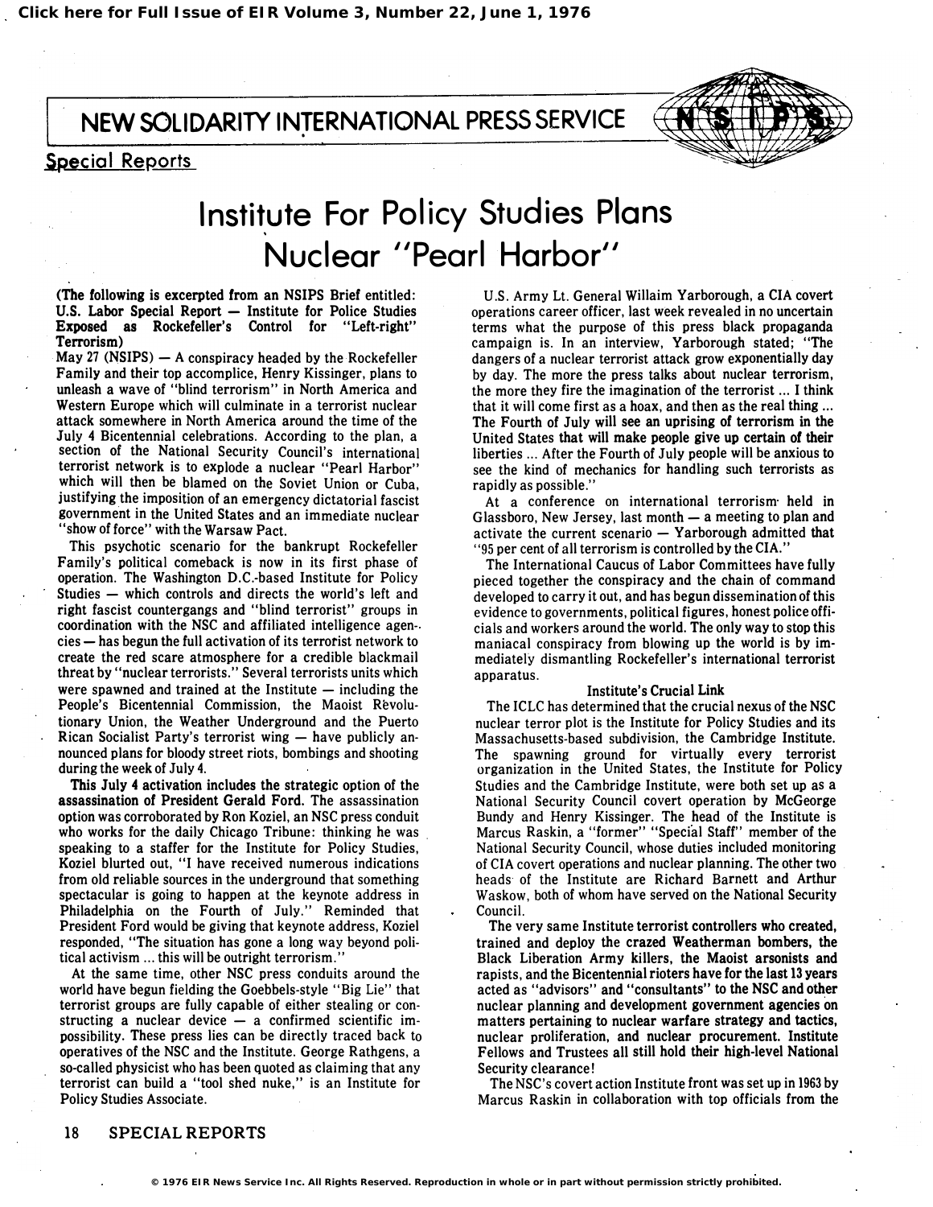# Institute For Policy Studies Plans Nuclear "Pearl Harbor"

**(The following is excerpted from an NSIPS Brief entitled: U.S. Labor Special Report — Institute for Police Studies Exposed as Rockefeller's Control for "Left-right" Terrorism)**

May 27 (NSIPS) — A conspiracy headed by the Rockefeller Family and their top accomplice, Henry Kissinger, plans to unleash a wave of "blind terrorism" in North America and Western Europe which will culminate in a terrorist nuclear attack somewhere in North America around the time of the July 4 Bicentennial celebrations. According to the plan, a section of the National Security Council's international terrorist network is to explode a nuclear "Pearl Harbor" which will then be blamed on the Soviet Union or Cuba, justifying the imposition of an emergency dictatorial fascist government in the United States and an immediate nuclear "show of force" with the Warsaw Pact.

This psychotic scenario for the bankrupt Rockefeller Family's political comeback is now in its first phase of operation. The Washington D.C.-based Institute for Policy Studies — which controls and directs the world's left and right fascist countergangs and "blind terrorist" groups in coordination with the NSC and affiliated intelligence agencies — has begun the full activation of its terrorist network to create the red scare atmosphere for a credible blackmail threat by "nuclear terrorists." Several terrorists units which were spawned and trained at the Institute — including the People's Bicentennial Commission, the Maoist Revolutionary Union, the Weather Underground and the Puerto Rican Socialist Party's terrorist wing — have publicly announced plans for bloody street riots, bombings and shooting during the week of July 4.

**This July 4 activation includes the strategic option of the assassination of President Gerald Ford.** The assassination option was corroborated by Ron Koziel, an NSC press conduit who works for the daily Chicago Tribune: thinking he was speaking to a staffer for the Institute for Policy Studies, Koziel blurted out, "I have received numerous indications from old reliable sources in the underground that something spectacular is going to happen at the keynote address in Philadelphia on the Fourth of July." Reminded that President Ford would be giving that keynote address, Koziel responded, "The situation has gone a long way beyond political activism ... this will be outright terrorism."

At the same time, other NSC press conduits around the world have begun fielding the Goebbels-style "Big Lie" that terrorist groups are fully capable of either stealing or constructing a nuclear device — a confirmed scientific impossibility. These press lies can be directly traced back to operatives of the NSC and the Institute. George Rathgens, a so-called physicist who has been quoted as claiming that any terrorist can build a "tool shed nuke," is an Institute for Policy Studies Associate.

U.S. Army Lt. General Willaim Yarborough, a CIA covert operations career officer, last week revealed in no uncertain terms what the purpose of this press black propaganda campaign is. In an interview, Yarborough stated; "The dangers of a nuclear terrorist attack grow exponentially day by day. The more the press talks about nuclear terrorism, the more they fire the imagination of the terrorist ... I think that it will come first as a hoax, and then as the real thing ... **The Fourth of July will see an uprising of terrorism in the United States that will make people give up certain of their** liberties ... After the Fourth of July people will be anxious to see the kind of mechanics for handling such terrorists as rapidly as possible."

At a conference on international terrorism held in Glassboro, New Jersey, last month — a meeting to plan and activate the current scenario — Yarborough admitted that "95 per cent of all terrorism is controlled by the CIA."

The International Caucus of Labor Committees have fully pieced together the conspiracy and the chain of command developed to carry it out, and has begun dissemination of this evidence to governments, political figures, honest police officials and workers around the world. The only way to stop this maniacal conspiracy from blowing up the world is by immediately dismantling Rockefeller's international terrorist apparatus.

### Institute's Crucial Link

The ICLC has determined that the crucial nexus of the NSC nuclear terror plot is the Institute for Policy Studies and its Massachusetts-based subdivision, the Cambridge Institute. The spawning ground for virtually every terrorist organization in the United States, the Institute for Policy Studies and the Cambridge Institute, were both set up as a National Security Council covert operation by McGeorge Bundy and Henry Kissinger. The head of the Institute is Marcus Raskin, a "former" "Special Staff" member of the National Security Council, whose duties included monitoring of CIA covert operations and nuclear planning. The other two heads of the Institute are Richard Barnett and Arthur Waskow, both of whom have served on the National Security Council.

**The very same Institute terrorist controllers who created, trained and deploy the crazed Weatherman bombers, the Black Liberation Army killers, the Maoist arsonists and rapists, and the Bicentennial rioters have for the last 13 years acted as "advisors" and "consultants" to the NSC and other nuclear planning and development government agencies on matters pertaining to nuclear warfare strategy and tactics, nuclear proliferation, and nuclear procurement. Institute Fellows and Trustees all still hold their high-level National Security clearance!**

The NSC's covert action Institute front was set up in 1963 by Marcus Raskin in collaboration with top officials from the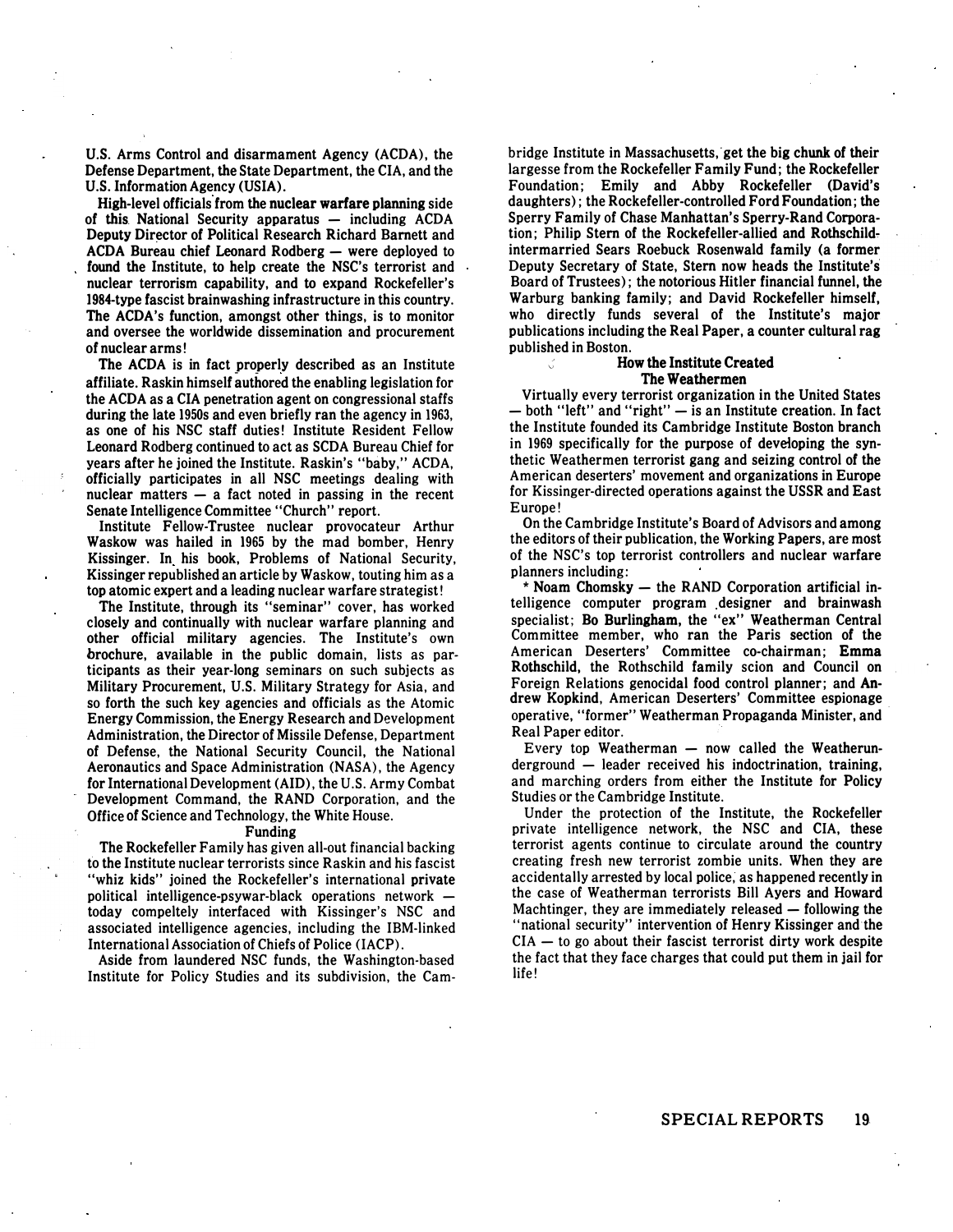U.S. Arms Control and disarmament Agency (ACDA), the Defense Department, the State Department, the CIA, and the U.S. Information Agency (USIA).

**High-level officials from the nuclear warfare planning side of this National Security apparatus — including ACDA Deputy Director of Political Research Richard Barnett and ACDA Bureau chief Leonard Rodberg — were deployed to found the Institute, to help create the NSC's terrorist and nuclear terrorism capability, and to expand Rockefeller's 1984-type fascist brainwashing infrastructure in this country.** The ACDA's function, amongst other things, is to monitor and oversee the worldwide dissemination and procurement of nuclear arms!

The ACDA is in fact properly described as an Institute affiliate. Raskin himself authored the enabling legislation for the ACDA as a CIA penetration agent on congressional staffs during the late 1950s and even briefly ran the agency in 1963, as one of his NSC staff duties! Institute Resident Fellow Leonard Rodberg continued to act as SCDA Bureau Chief for years after he joined the Institute. Raskin's "baby," ACDA, officially participates in all NSC meetings dealing with nuclear matters — a fact noted in passing in the recent Senate Intelligence Committee "Church" report.

Institute Fellow-Trustee nuclear provocateur Arthur Waskow was hailed in 1965 by the mad bomber, Henry Kissinger. In his book, Problems of National Security, Kissinger republished an article by Waskow, touting him as a top atomic expert and a leading nuclear warfare strategist!

The Institute, through its "seminar" cover, has worked closely and continually with nuclear warfare planning and other official military agencies. The Institute's own brochure, available in the public domain, lists as participants as their year-long seminars on such subjects as Military Procurement, U.S. Military Strategy for Asia, and so forth the such key agencies and officials as the Atomic Energy Commission, the Energy Research and Development Administration, the Director of Missile Defense, Department of Defense, the National Security Council, the National Aeronautics and Space Administration (NASA), the Agency for International Development (AID), the U.S. Army Combat Development Command, the RAND Corporation, and the Office of Science and Technology, the White House.

### Funding

The Rockefeller Family has given all-out financial backing to the Institute nuclear terrorists since Raskin and his fascist "whiz kids" joined the Rockefeller's international private political intelligence-psywar-black operations network — today compeltely interfaced with Kissinger's NSC and associated intelligence agencies, including the IBM-linked International Association of Chiefs of Police (IACP).

Aside from laundered NSC funds, the Washington-based Institute for Policy Studies and its subdivision, the Cambridge Institute in Massachusetts, **get the big chunk of their largesse from the Rockefeller Family Fund; the Rockefeller Foundation; Emily and Abby Rockefeller (David's daughters); the Rockefeller-controlled Ford Foundation; the Sperry Family of Chase Manhattan's Sperry-Rand Corporation; Philip Stern of the Rockefeller-allied and Rothschild-intermarried Sears Roebuck Rosenwald family (a former Deputy Secretary of State, Stern now heads the Institute's Board of Trustees); the notorious Hitler financial funnel, the Warburg banking family; and David Rockefeller himself, who directly funds several of the Institute's major publications including the Real Paper, a counter cultural rag published in Boston.**

### How the Institute Created The Weathermen

Virtually every terrorist organization in the United States — both "left" and "right" — is an Institute creation. In fact the Institute founded its Cambridge Institute Boston branch in 1969 specifically for the purpose of developing the synthetic Weathermen terrorist gang and seizing control of the American deserters' movement and organizations in Europe for Kissinger-directed operations against the USSR and East Europe!

On the Cambridge Institute's Board of Advisors and among the editors of their publication, the Working Papers, are most of the NSC's top terrorist controllers and nuclear warfare planners including:

* **Noam Chomsky** — the RAND Corporation artificial intelligence computer program designer and brainwash specialist; **Bo Burlingham**, the "ex" Weatherman Central Committee member, who ran the Paris section of the American Deserters' Committee co-chairman; **Emma Rothschild**, the Rothschild family scion and Council on Foreign Relations genocidal food control planner; and **Andrew Kopkind**, American Deserters' Committee espionage operative, "former" Weatherman Propaganda Minister, and Real Paper editor.

Every top Weatherman — now called the Weatherunderground — leader received his indoctrination, training, and marching orders from either the Institute for Policy Studies or the Cambridge Institute.

Under the protection of the Institute, the Rockefeller private intelligence network, the NSC and CIA, these terrorist agents continue to circulate around the country creating fresh new terrorist zombie units. When they are accidentally arrested by local police, as happened recently in the case of Weatherman terrorists Bill Ayers and Howard Machtinger, they are immediately released — following the "national security" intervention of Henry Kissinger and the CIA — to go about their fascist terrorist dirty work despite the fact that they face charges that could put them in jail for life!